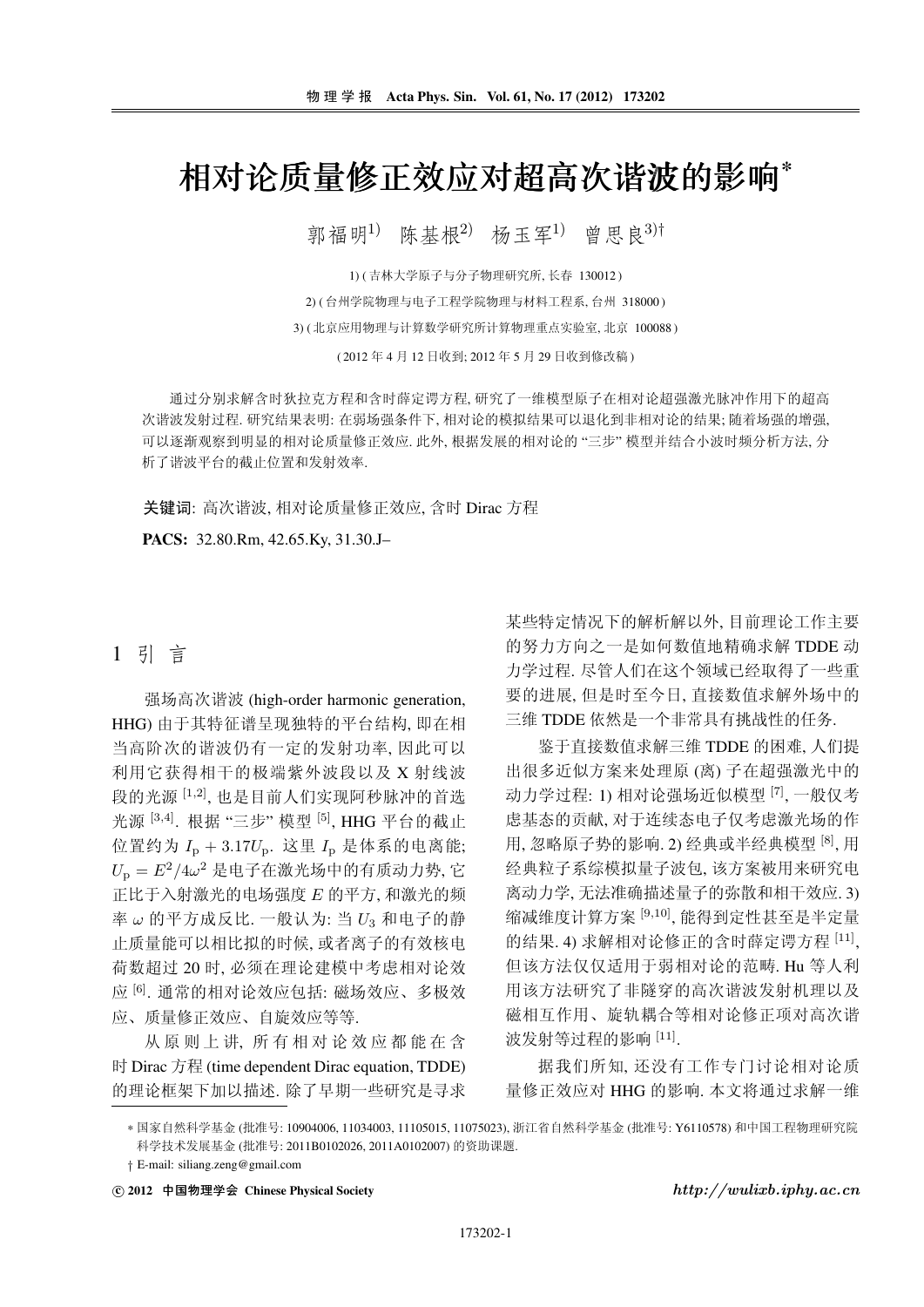# 相对论质量修正效应对超高次谐波的影响*

郭福明[1)] 陈基根[2)] 杨玉军[1)] 曾思良[3)†]

1) (吉林大学原子与分子物理研究所, 长春 130012)

2) (台州学院物理与电子工程学院物理与材料工程系, 台州 318000)

3) (北京应用物理与计算数学研究所计算物理重点实验室, 北京 100088)

(2012 年 4 月 12 日收到; 2012 年 5 月 29 日收到修改稿)

通过分别求解含时狄拉克方程和含时薛定谔方程, 研究了一维模型原子在相对论超强激光脉冲作用下的超高次谐波发射过程. 研究结果表明: 在弱场强条件下, 相对论的模拟结果可以退化到非相对论的结果; 随着场强的增强, 可以逐渐观察到明显的相对论质量修正效应. 此外, 根据发展的相对论的 "三步" 模型并结合小波时频分析方法, 分析了谐波平台的截止位置和发射效率.

**关键词**: 高次谐波, 相对论质量修正效应, 含时 Dirac 方程

**PACS:** 32.80.Rm, 42.65.Ky, 31.30.J–

## 1 引 言

强场高次谐波 (high-order harmonic generation, HHG) 由于其特征谱呈现独特的平台结构, 即在相当高阶次的谐波仍有一定的发射功率, 因此可以利用它获得相干的极端紫外波段以及 X 射线波段的光源 [1,2], 也是目前人们实现阿秒脉冲的首选光源 [3,4]. 根据 "三步" 模型 [5], HHG 平台的截止位置约为 $I_\mathrm{p} + 3.17U_\mathrm{p}$. 这里 $I_\mathrm{p}$ 是体系的电离能; $U_\mathrm{p} = E^2/4\omega^2$ 是电子在激光场中的有质动力势, 它正比于入射激光的电场强度 $E$ 的平方, 和激光的频率 $\omega$ 的平方成反比. 一般认为: 当 $U_3$ 和电子的静止质量能可以相比拟的时候, 或者离子的有效核电荷数超过 20 时, 必须在理论建模中考虑相对论效应 [6]. 通常的相对论效应包括: 磁场效应、多极效应、质量修正效应、自旋效应等等.

从原则上讲, 所有相对论效应都能在含时 Dirac 方程 (time dependent Dirac equation, TDDE) 的理论框架下加以描述. 除了早期一些研究是寻求某些特定情况下的解析解以外, 目前理论工作主要的努力方向之一是如何数值地精确求解 TDDE 动力学过程. 尽管人们在这个领域已经取得了一些重要的进展, 但是时至今日, 直接数值求解外场中的三维 TDDE 依然是一个非常具有挑战性的任务.

鉴于直接数值求解三维 TDDE 的困难, 人们提出很多近似方案来处理原 (离) 子在超强激光中的动力学过程: 1) 相对论强场近似模型 [7], 一般仅考虑基态的贡献, 对于连续态电子仅考虑激光场的作用, 忽略原子势的影响. 2) 经典或半经典模型 [8], 用经典粒子系综模拟量子波包, 该方案被用来研究电离动力学, 无法准确描述量子的弥散和相干效应. 3) 缩减维度计算方案 [9,10], 能得到定性甚至是半定量的结果. 4) 求解相对论修正的含时薛定谔方程 [11], 但该方法仅仅适用于弱相对论的范畴. Hu 等人利用该方法研究了非隧穿的高次谐波发射机理以及磁相互作用、旋轨耦合等相对论修正项对高次谐波发射等过程的影响 [11].

据我们所知, 还没有工作专门讨论相对论质量修正效应对 HHG 的影响. 本文将通过求解一维

---

* 国家自然科学基金 (批准号: 10904006, 11034003, 11105015, 11075023), 浙江省自然科学基金 (批准号: Y6110578) 和中国工程物理研究院科学技术发展基金 (批准号: 2011B0102026, 2011A0102007) 的资助课题.

† E-mail: siliang.zeng@gmail.com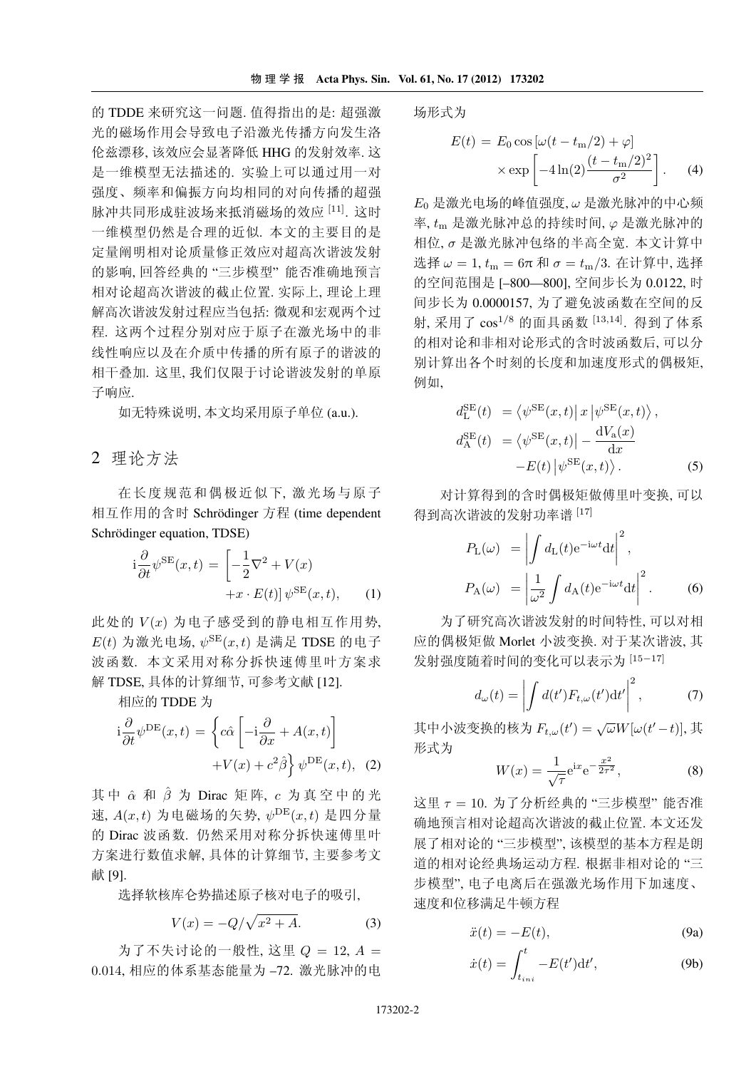的 TDDE 来研究这一问题. 值得指出的是: 超强激光的磁场作用会导致电子沿激光传播方向发生洛伦兹漂移, 该效应会显著降低 HHG 的发射效率. 这是一维模型无法描述的. 实验上可以通过用一对强度、频率和偏振方向均相同的对向传播的超强脉冲共同形成驻波场来抵消磁场的效应 [11]. 这时一维模型仍然是合理的近似. 本文的主要目的是定量阐明相对论质量修正效应对超高次谐波发射的影响, 回答经典的 "三步模型" 能否准确地预言相对论超高次谐波的截止位置. 实际上, 理论上理解高次谐波发射过程应当包括: 微观和宏观两个过程. 这两个过程分别对应于原子在激光场中的非线性响应以及在介质中传播的所有原子的谐波的相干叠加. 这里, 我们仅限于讨论谐波发射的单原子响应.

如无特殊说明, 本文均采用原子单位 (a.u.).

## 2 理论方法

在长度规范和偶极近似下, 激光场与原子相互作用的含时 Schrödinger 方程 (time dependent Schrödinger equation, TDSE)

$$
\mathrm{i}\frac{\partial}{\partial t}\psi^{\mathrm{SE}}(x,t) = \left[-\frac{1}{2}\nabla^2 + V(x) + x\cdot E(t)\right]\psi^{\mathrm{SE}}(x,t), \qquad (1)
$$

此处的 $V(x)$ 为电子感受到的静电相互作用势, $E(t)$ 为激光电场, $\psi^{\mathrm{SE}}(x,t)$ 是满足 TDSE 的电子波函数. 本文采用对称分拆快速傅里叶方案求解 TDSE, 具体的计算细节, 可参考文献 [12].

相应的 TDDE 为

$$
\mathrm{i}\frac{\partial}{\partial t}\psi^{\mathrm{DE}}(x,t) = \left\{c\hat{\alpha}\left[-\mathrm{i}\frac{\partial}{\partial x} + A(x,t)\right] + V(x) + c^2\hat{\beta}\right\}\psi^{\mathrm{DE}}(x,t), \quad (2)
$$

其中 $\hat{\alpha}$ 和 $\hat{\beta}$ 为 Dirac 矩阵, $c$ 为真空中的光速, $A(x,t)$ 为电磁场的矢势, $\psi^{\mathrm{DE}}(x,t)$ 是四分量的 Dirac 波函数. 仍然采用对称分拆快速傅里叶方案进行数值求解, 具体的计算细节, 主要参考文献 [9].

选择软核库仑势描述原子核对电子的吸引,

$$
V(x) = -Q/\sqrt{x^2 + A}. \qquad (3)
$$

为了不失讨论的一般性, 这里 $Q = 12$, $A = 0.014$, 相应的体系基态能量为 –72. 激光脉冲的电场形式为

$$
E(t) = E_0\cos\left[\omega(t - t_{\mathrm{m}}/2) + \varphi\right] \times \exp\left[-4\ln(2)\frac{(t - t_{\mathrm{m}}/2)^2}{\sigma^2}\right]. \qquad (4)
$$

$E_0$ 是激光电场的峰值强度, $\omega$ 是激光脉冲的中心频率, $t_{\mathrm{m}}$ 是激光脉冲总的持续时间, $\varphi$ 是激光脉冲的相位, $\sigma$ 是激光脉冲包络的半高全宽. 本文计算中选择 $\omega = 1$, $t_{\mathrm{m}} = 6\pi$ 和 $\sigma = t_{\mathrm{m}}/3$. 在计算中, 选择的空间范围是 [–800—800], 空间步长为 0.0122, 时间步长为 0.0000157, 为了避免波函数在空间的反射, 采用了 $\cos^{1/8}$ 的面具函数 [13,14]. 得到了体系的相对论和非相对论形式的含时波函数后, 可以分别计算出各个时刻的长度和加速度形式的偶极矩, 例如,

$$
\begin{aligned}
d_{\mathrm{L}}^{\mathrm{SE}}(t) &= \left\langle \psi^{\mathrm{SE}}(x,t)\right| x \left|\psi^{\mathrm{SE}}(x,t)\right\rangle, \\
d_{\mathrm{A}}^{\mathrm{SE}}(t) &= \left\langle \psi^{\mathrm{SE}}(x,t)\right| -\frac{\mathrm{d}V_{\mathrm{a}}(x)}{\mathrm{d}x} - E(t) \left|\psi^{\mathrm{SE}}(x,t)\right\rangle.
\end{aligned} \qquad (5)
$$

对计算得到的含时偶极矩做傅里叶变换, 可以得到高次谐波的发射功率谱 [17]

$$
\begin{aligned}
P_{\mathrm{L}}(\omega) &= \left|\int d_{\mathrm{L}}(t)\mathrm{e}^{-\mathrm{i}\omega t}\mathrm{d}t\right|^2, \\
P_{\mathrm{A}}(\omega) &= \left|\frac{1}{\omega^2}\int d_{\mathrm{A}}(t)\mathrm{e}^{-\mathrm{i}\omega t}\mathrm{d}t\right|^2.
\end{aligned} \qquad (6)
$$

为了研究高次谐波发射的时间特性, 可以对相应的偶极矩做 Morlet 小波变换. 对于某次谐波, 其发射强度随着时间的变化可以表示为 [15–17]

$$
d_{\omega}(t) = \left|\int d(t')F_{t,\omega}(t')\mathrm{d}t'\right|^2, \qquad (7)
$$

其中小波变换的核为 $F_{t,\omega}(t') = \sqrt{\omega}W[\omega(t'-t)]$, 其形式为

$$
W(x) = \frac{1}{\sqrt{\tau}}\mathrm{e}^{\mathrm{i}x}\mathrm{e}^{-\frac{x^2}{2\tau^2}}, \qquad (8)
$$

这里 $\tau = 10$. 为了分析经典的 "三步模型" 能否准确地预言相对论超高次谐波的截止位置. 本文还发展了相对论的 "三步模型", 该模型的基本方程是朗道的相对论经典场运动方程. 根据非相对论的 "三步模型", 电子电离后在强激光场作用下加速度、速度和位移满足牛顿方程

$$
\ddot{x}(t) = -E(t), \qquad (9a)
$$

$$
\dot{x}(t) = \int_{t_{ini}}^{t} -E(t')\mathrm{d}t', \qquad (9b)
$$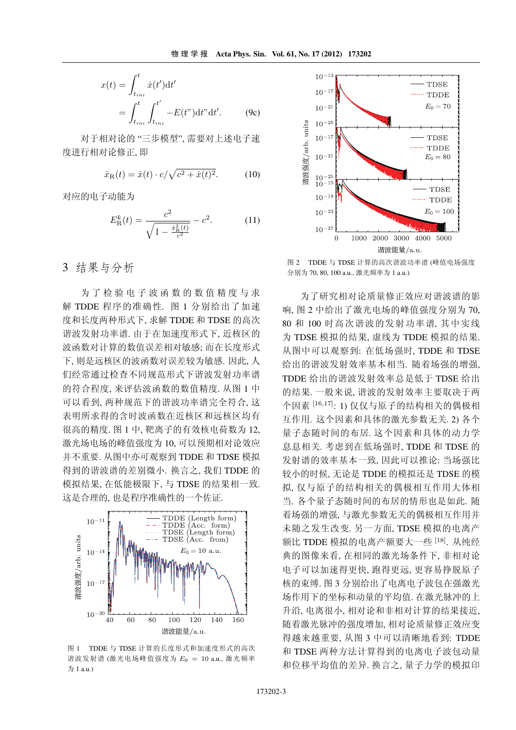$$x(t) = \int_{t_{ini}}^{t} \dot{x}(t')\mathrm{d}t' = \int_{t_{ini}}^{t}\int_{t_{ini}}^{t'} -E(t")\mathrm{d}t"\mathrm{d}t'. \tag{9c}$$

对于相对论的"三步模型", 需要对上述电子速度进行相对论修正, 即

$$\dot{x}_{\mathrm{R}}(t) = \dot{x}(t)\cdot c/\sqrt{c^2+\dot{x}(t)^2}. \tag{10}$$

对应的电子动能为

$$E_{\mathrm{R}}^{k}(t) = \frac{c^2}{\sqrt{1-\frac{\dot{x}_{\mathrm{R}}^2(t)}{c^2}}} - c^2. \tag{11}$$

## 3 结果与分析

为了检验电子波函数的数值精度与求解 TDDE 程序的准确性. 图 1 分别给出了加速度和长度两种形式下, 求解 TDDE 和 TDSE 的高次谐波发射功率谱. 由于在加速度形式下, 近核区的波函数对计算的数值误差相对敏感; 而在长度形式下, 则是远核区的波函数对误差较为敏感. 因此, 人们经常通过检查不同规范形式下谐波发射功率谱的符合程度, 来评估波函数的数值精度. 从图 1 中可以看到, 两种规范下的谐波功率谱完全符合, 这表明所求得的含时波函数在近核区和远核区均有很高的精度. 图 1 中, 靶离子的有效核电荷数为 12, 激光场电场的峰值强度为 10, 可以预期相对论效应并不重要. 从图中亦可观察到 TDDE 和 TDSE 模拟得到的谐波谱的差别微小. 换言之, 我们 TDDE 的模拟结果, 在低能极限下, 与 TDSE 的结果相一致. 这是合理的, 也是程序准确性的一个佐证.

图 1　TDDE 与 TDSE 计算的长度形式和加速度形式的高次谐波发射谱 (激光电场峰值强度为 $E_0 = 10$ a.u., 激光频率为 1 a.u.)

图 2　TDDE 与 TDSE 计算的高次谐波功率谱 (峰值电场强度分别为 70, 80, 100 a.u., 激光频率为 1 a.u.)

为了研究相对论质量修正效应对谐波谱的影响, 图 2 中给出了激光电场的峰值强度分别为 70, 80 和 100 时高次谐波的发射功率谱, 其中实线为 TDSE 模拟的结果, 虚线为 TDDE 模拟的结果. 从图中可以观察到: 在低场强时, TDDE 和 TDSE 给出的谐波发射效率基本相当. 随着场强的增强, TDDE 给出的谐波发射效率总是低于 TDSE 给出的结果. 一般来说, 谐波的发射效率主要取决于两个因素 [16,17]: 1) 仅仅与原子的结构相关的偶极相互作用. 这个因素和具体的激光参数无关. 2) 各个量子态随时间的布居. 这个因素和具体的动力学息息相关. 考虑到在低场强时, TDDE 和 TDSE 的发射谱的效率基本一致, 因此可以推论: 当场强比较小的时候, 无论是 TDDE 的模拟还是 TDSE 的模拟, 仅与原子的结构相关的偶极相互作用大体相当. 各个量子态随时间的布居的情形也是如此. 随着场强的增强, 与激光参数无关的偶极相互作用并未随之发生改变. 另一方面, TDSE 模拟的电离产额比 TDDE 模拟的电离产额要大一些 [18]. 从纯经典的图像来看, 在相同的激光场条件下, 非相对论电子可以加速得更快, 跑得更远, 更容易挣脱原子核的束缚. 图 3 分别给出了电离电子波包在强激光场作用下的坐标和动量的平均值. 在激光脉冲的上升沿, 电离很小, 相对论和非相对计算的结果接近, 随着激光脉冲的强度增加, 相对论质量修正效应变得越来越重要, 从图 3 中可以清晰地看到: TDDE 和 TDSE 两种方法计算得到的电离电子波包动量和位移平均值的差异. 换言之, 量子力学的模拟印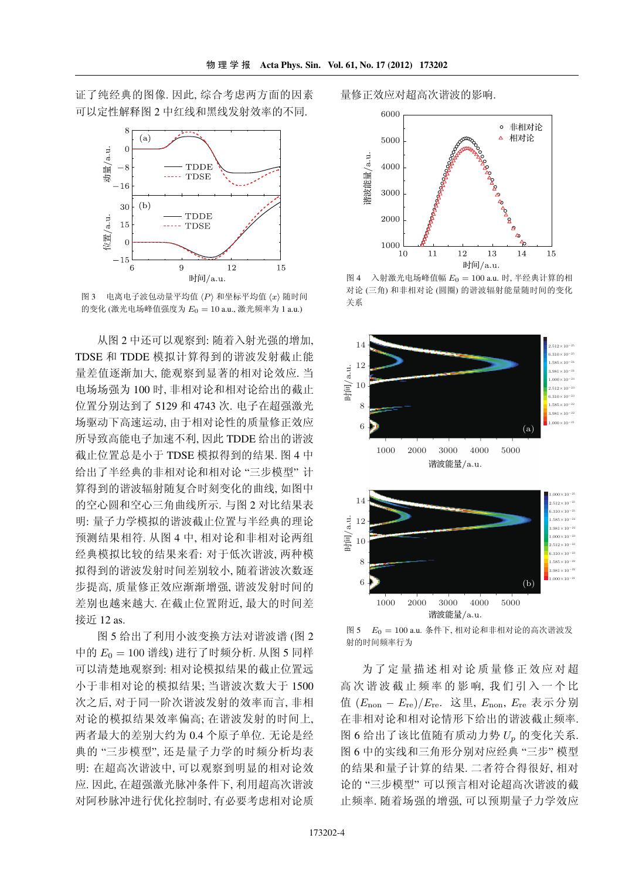证了纯经典的图像. 因此, 综合考虑两方面的因素可以定性解释图 2 中红线和黑线发射效率的不同.

图 3　电离电子波包动量平均值 $\langle P \rangle$ 和坐标平均值 $\langle x \rangle$ 随时间的变化 (激光电场峰值强度为 $E_0 = 10$ a.u., 激光频率为 1 a.u.)

从图 2 中还可以观察到: 随着入射光强的增加, TDSE 和 TDDE 模拟计算得到的谐波发射截止能量差值逐渐加大, 能观察到显著的相对论效应. 当电场场强为 100 时, 非相对论和相对论给出的截止位置分别达到了 5129 和 4743 次. 电子在超强激光场驱动下高速运动, 由于相对论性的质量修正效应所导致高能电子加速不利, 因此 TDDE 给出的谐波截止位置总是小于 TDSE 模拟得到的结果. 图 4 中给出了半经典的非相对论和相对论 "三步模型" 计算得到的谐波辐射随复合时刻变化的曲线, 如图中的空心圆和空心三角曲线所示. 与图 2 对比结果表明: 量子力学模拟的谐波截止位置与半经典的理论预测结果相符. 从图 4 中, 相对论和非相对论两组经典模拟比较的结果来看: 对于低次谐波, 两种模拟得到的谐波发射时间差别较小, 随着谐波次数逐步提高, 质量修正效应渐渐增强, 谐波发射时间的差别也越来越大. 在截止位置附近, 最大的时间差接近 12 as.

图 5 给出了利用小波变换方法对谐波谱 (图 2 中的 $E_0 = 100$ 谱线) 进行了时频分析. 从图 5 同样可以清楚地观察到: 相对论模拟结果的截止位置远小于非相对论的模拟结果; 当谐波次数大于 1500 次之后, 对于同一阶次谐波发射的效率而言, 非相对论的模拟结果效率偏高; 在谐波发射的时间上, 两者最大的差别大约为 0.4 个原子单位. 无论是经典的 "三步模型", 还是量子力学的时频分析均表明: 在超高次谐波中, 可以观察到明显的相对论效应. 因此, 在超强激光脉冲条件下, 利用超高次谐波对阿秒脉冲进行优化控制时, 有必要考虑相对论质量修正效应对超高次谐波的影响.

图 4　入射激光电场峰值幅 $E_0 = 100$ a.u. 时, 半经典计算的相对论 (三角) 和非相对论 (圆圈) 的谐波辐射能量随时间的变化关系

图 5　$E_0 = 100$ a.u. 条件下, 相对论和非相对论的高次谐波发射的时间频率行为

为了定量描述相对论质量修正效应对超高次谐波截止频率的影响, 我们引入一个比值 $(E_{\text{non}} - E_{\text{re}})/E_{\text{re}}$. 这里, $E_{\text{non}}$, $E_{\text{re}}$ 表示分别在非相对论和相对论情形下给出的谐波截止频率. 图 6 给出了该比值随有质动力势 $U_p$ 的变化关系. 图 6 中的实线和三角形分别对应经典 "三步" 模型的结果和量子计算的结果. 二者符合得很好, 相对论的 "三步模型" 可以预言相对论超高次谐波的截止频率. 随着场强的增强, 可以预期量子力学效应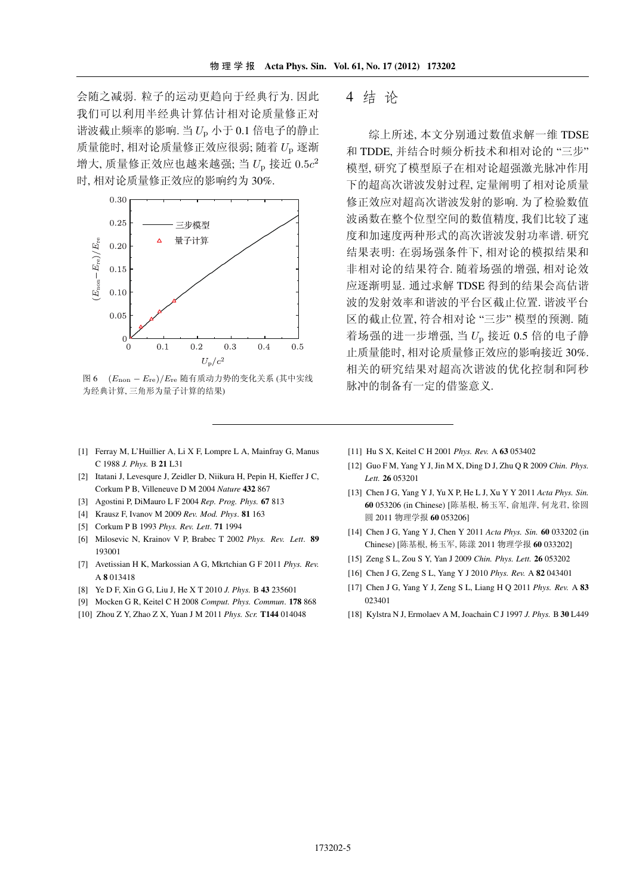会随之减弱. 粒子的运动更趋向于经典行为. 因此我们可以利用半经典计算估计相对论质量修正对谐波截止频率的影响. 当 $U_\mathrm{p}$ 小于 0.1 倍电子的静止质量能时, 相对论质量修正效应很弱; 随着 $U_\mathrm{p}$ 逐渐增大, 质量修正效应也越来越强; 当 $U_\mathrm{p}$ 接近 $0.5c^2$ 时, 相对论质量修正效应的影响约为 30%.

图 6 $(E_\mathrm{non} - E_\mathrm{re})/E_\mathrm{re}$ 随有质动力势的变化关系 (其中实线为经典计算, 三角形为量子计算的结果)

## 4 结 论

综上所述, 本文分别通过数值求解一维 TDSE 和 TDDE, 并结合时频分析技术和相对论的 "三步" 模型, 研究了模型原子在相对论超强激光脉冲作用下的超高次谐波发射过程, 定量阐明了相对论质量修正效应对超高次谐波发射的影响. 为了检验数值波函数在整个位型空间的数值精度, 我们比较了速度和加速度两种形式的高次谐波发射功率谱. 研究结果表明: 在弱场强条件下, 相对论的模拟结果和非相对论的结果符合. 随着场强的增强, 相对论效应逐渐明显. 通过求解 TDSE 得到的结果会高估谐波的发射效率和谐波的平台区截止位置. 谐波平台区的截止位置, 符合相对论 "三步" 模型的预测. 随着场强的进一步增强, 当 $U_\mathrm{p}$ 接近 0.5 倍的电子静止质量能时, 相对论质量修正效应的影响接近 30%. 相关的研究结果对超高次谐波的优化控制和阿秒脉冲的制备有一定的借鉴意义.

---

[1] Ferray M, L'Huillier A, Li X F, Lompre L A, Mainfray G, Manus C 1988 *J. Phys.* B **21** L31

[2] Itatani J, Levesqure J, Zeidler D, Niikura H, Pepin H, Kieffer J C, Corkum P B, Villeneuve D M 2004 *Nature* **432** 867

[3] Agostini P, DiMauro L F 2004 *Rep. Prog. Phys.* **67** 813

[4] Krausz F, Ivanov M 2009 *Rev. Mod. Phys.* **81** 163

[5] Corkum P B 1993 *Phys. Rev. Lett.* **71** 1994

[6] Milosevic N, Krainov V P, Brabec T 2002 *Phys. Rev. Lett.* **89** 193001

[7] Avetissian H K, Markossian A G, Mkrtchian G F 2011 *Phys. Rev.* A **8** 013418

[8] Ye D F, Xin G G, Liu J, He X T 2010 *J. Phys.* B **43** 235601

[9] Mocken G R, Keitel C H 2008 *Comput. Phys. Commun.* **178** 868

[10] Zhou Z Y, Zhao Z X, Yuan J M 2011 *Phys. Scr.* **T144** 014048

[11] Hu S X, Keitel C H 2001 *Phys. Rev.* A **63** 053402

[12] Guo F M, Yang Y J, Jin M X, Ding D J, Zhu Q R 2009 *Chin. Phys. Lett.* **26** 053201

[13] Chen J G, Yang Y J, Yu X P, He L J, Xu Y Y 2011 *Acta Phys. Sin.* **60** 053206 (in Chinese) [陈基根, 杨玉军, 俞旭萍, 何龙君, 徐圆圆 2011 物理学报 **60** 053206]

[14] Chen J G, Yang Y J, Chen Y 2011 *Acta Phys. Sin.* **60** 033202 (in Chinese) [陈基根, 杨玉军, 陈漾 2011 物理学报 **60** 033202]

[15] Zeng S L, Zou S Y, Yan J 2009 *Chin. Phys. Lett.* **26** 053202

[16] Chen J G, Zeng S L, Yang Y J 2010 *Phys. Rev.* A **82** 043401

[17] Chen J G, Yang Y J, Zeng S L, Liang H Q 2011 *Phys. Rev.* A **83** 023401

[18] Kylstra N J, Ermolaev A M, Joachain C J 1997 *J. Phys.* B **30** L449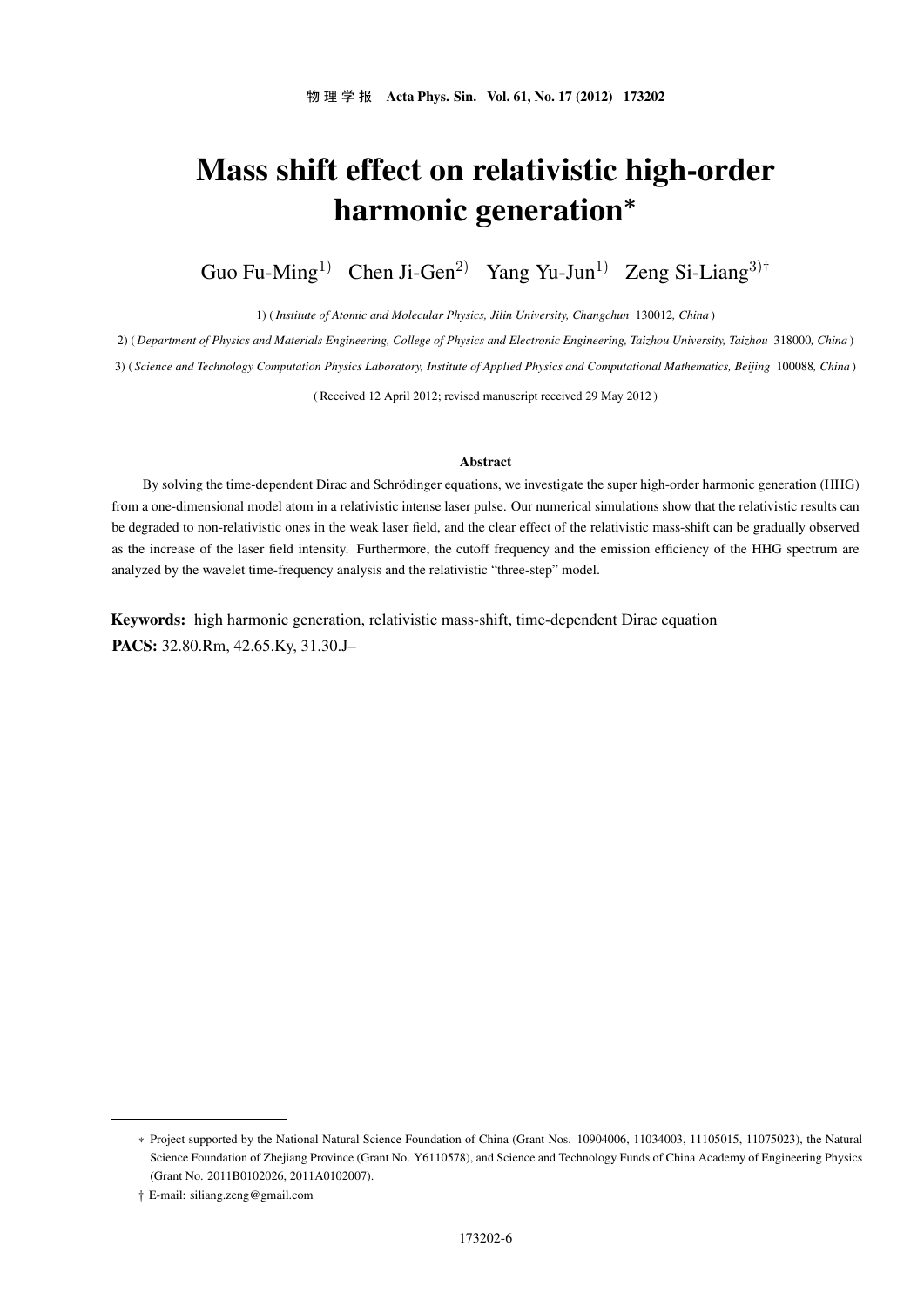# Mass shift effect on relativistic high-order harmonic generation*

Guo Fu-Ming[1)] Chen Ji-Gen[2)] Yang Yu-Jun[1)] Zeng Si-Liang[3)†]

1) ( *Institute of Atomic and Molecular Physics, Jilin University, Changchun* 130012*, China* )

2) ( *Department of Physics and Materials Engineering, College of Physics and Electronic Engineering, Taizhou University, Taizhou* 318000*, China* )

3) ( *Science and Technology Computation Physics Laboratory, Institute of Applied Physics and Computational Mathematics, Beijing* 100088*, China* )

( Received 12 April 2012; revised manuscript received 29 May 2012 )

**Abstract**

By solving the time-dependent Dirac and Schrödinger equations, we investigate the super high-order harmonic generation (HHG) from a one-dimensional model atom in a relativistic intense laser pulse. Our numerical simulations show that the relativistic results can be degraded to non-relativistic ones in the weak laser field, and the clear effect of the relativistic mass-shift can be gradually observed as the increase of the laser field intensity. Furthermore, the cutoff frequency and the emission efficiency of the HHG spectrum are analyzed by the wavelet time-frequency analysis and the relativistic "three-step" model.

**Keywords:** high harmonic generation, relativistic mass-shift, time-dependent Dirac equation

**PACS:** 32.80.Rm, 42.65.Ky, 31.30.J–

---

\* Project supported by the National Natural Science Foundation of China (Grant Nos. 10904006, 11034003, 11105015, 11075023), the Natural Science Foundation of Zhejiang Province (Grant No. Y6110578), and Science and Technology Funds of China Academy of Engineering Physics (Grant No. 2011B0102026, 2011A0102007).

† E-mail: siliang.zeng@gmail.com